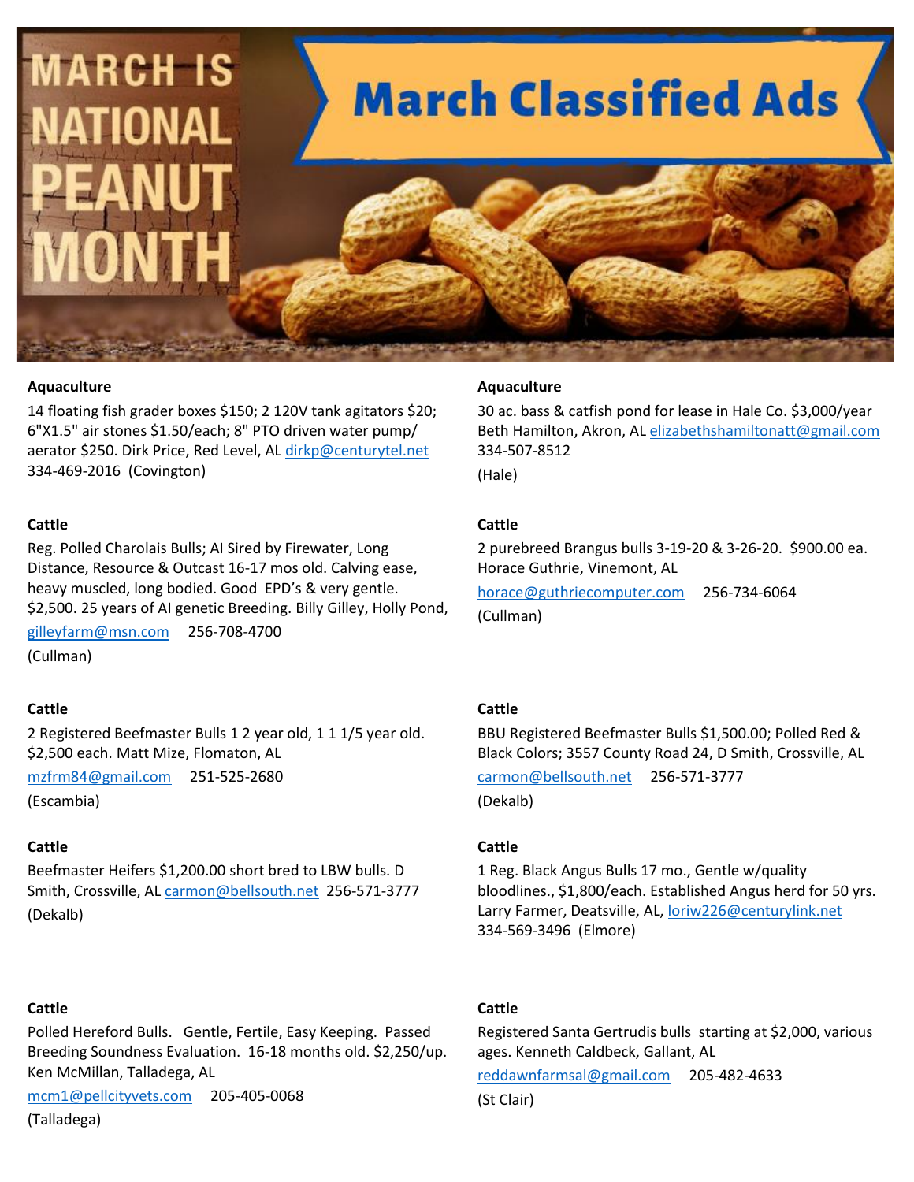# March Classified Ads

MARCH IS NATIONAL PEANUT MONTH

**Aquaculture**

14 floating fish grader boxes $150; 2 120V tank agitators $20; 6"X1.5" air stones $1.50/each; 8" PTO driven water pump/ aerator $250. Dirk Price, Red Level, AL dirkp@centurytel.net 334-469-2016 (Covington)

**Cattle**

Reg. Polled Charolais Bulls; AI Sired by Firewater, Long Distance, Resource & Outcast 16-17 mos old. Calving ease, heavy muscled, long bodied. Good EPD's & very gentle. $2,500. 25 years of AI genetic Breeding. Billy Gilley, Holly Pond, gilleyfarm@msn.com 256-708-4700 (Cullman)

**Cattle**

2 Registered Beefmaster Bulls 1 2 year old, 1 1 1/5 year old. $2,500 each. Matt Mize, Flomaton, AL mzfrm84@gmail.com 251-525-2680 (Escambia)

**Cattle**

Beefmaster Heifers $1,200.00 short bred to LBW bulls. D Smith, Crossville, AL carmon@bellsouth.net 256-571-3777 (Dekalb)

**Cattle**

Polled Hereford Bulls. Gentle, Fertile, Easy Keeping. Passed Breeding Soundness Evaluation. 16-18 months old. $2,250/up. Ken McMillan, Talladega, AL mcm1@pellcityvets.com 205-405-0068 (Talladega)

**Aquaculture**

30 ac. bass & catfish pond for lease in Hale Co. $3,000/year Beth Hamilton, Akron, AL elizabethshamiltonatt@gmail.com 334-507-8512 (Hale)

**Cattle**

2 purebreed Brangus bulls 3-19-20 & 3-26-20. $900.00 ea. Horace Guthrie, Vinemont, AL horace@guthriecomputer.com 256-734-6064 (Cullman)

**Cattle**

BBU Registered Beefmaster Bulls $1,500.00; Polled Red & Black Colors; 3557 County Road 24, D Smith, Crossville, AL carmon@bellsouth.net 256-571-3777 (Dekalb)

**Cattle**

1 Reg. Black Angus Bulls 17 mo., Gentle w/quality bloodlines., $1,800/each. Established Angus herd for 50 yrs. Larry Farmer, Deatsville, AL, loriw226@centurylink.net 334-569-3496 (Elmore)

**Cattle**

Registered Santa Gertrudis bulls starting at $2,000, various ages. Kenneth Caldbeck, Gallant, AL reddawnfarmsal@gmail.com 205-482-4633 (St Clair)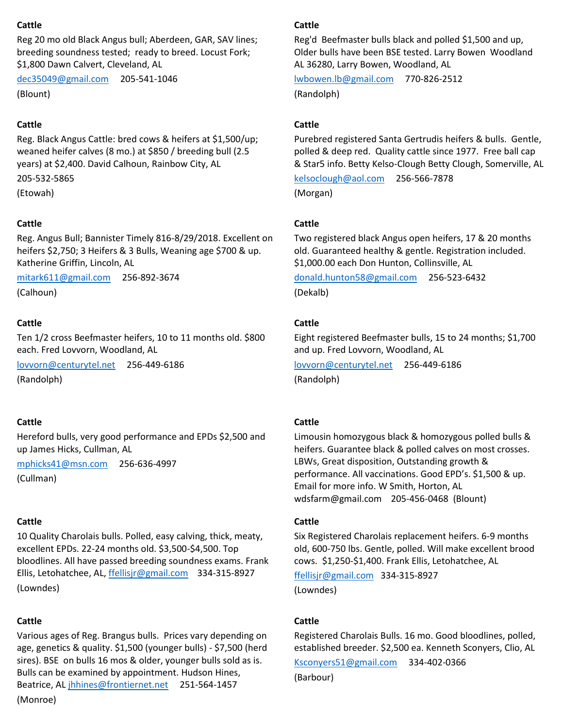**Cattle**

Reg 20 mo old Black Angus bull; Aberdeen, GAR, SAV lines; breeding soundness tested; ready to breed. Locust Fork; $1,800 Dawn Calvert, Cleveland, AL

dec35049@gmail.com 205-541-1046

(Blount)

**Cattle**

Reg. Black Angus Cattle: bred cows & heifers at $1,500/up; weaned heifer calves (8 mo.) at $850 / breeding bull (2.5 years) at $2,400. David Calhoun, Rainbow City, AL

205-532-5865

(Etowah)

**Cattle**

Reg. Angus Bull; Bannister Timely 816-8/29/2018. Excellent on heifers $2,750; 3 Heifers & 3 Bulls, Weaning age $700 & up. Katherine Griffin, Lincoln, AL

mitark611@gmail.com 256-892-3674

(Calhoun)

**Cattle**

Ten 1/2 cross Beefmaster heifers, 10 to 11 months old. $800 each. Fred Lovvorn, Woodland, AL

lovvorn@centurytel.net 256-449-6186

(Randolph)

**Cattle**

Hereford bulls, very good performance and EPDs $2,500 and up James Hicks, Cullman, AL

mphicks41@msn.com 256-636-4997

(Cullman)

**Cattle**

10 Quality Charolais bulls. Polled, easy calving, thick, meaty, excellent EPDs. 22-24 months old. $3,500-$4,500. Top bloodlines. All have passed breeding soundness exams. Frank Ellis, Letohatchee, AL, ffellisjr@gmail.com 334-315-8927

(Lowndes)

**Cattle**

Various ages of Reg. Brangus bulls. Prices vary depending on age, genetics & quality. $1,500 (younger bulls) - $7,500 (herd sires). BSE on bulls 16 mos & older, younger bulls sold as is. Bulls can be examined by appointment. Hudson Hines, Beatrice, AL jhhines@frontiernet.net 251-564-1457

(Monroe)

**Cattle**

Reg'd Beefmaster bulls black and polled $1,500 and up, Older bulls have been BSE tested. Larry Bowen Woodland AL 36280, Larry Bowen, Woodland, AL

lwbowen.lb@gmail.com 770-826-2512

(Randolph)

**Cattle**

Purebred registered Santa Gertrudis heifers & bulls. Gentle, polled & deep red. Quality cattle since 1977. Free ball cap & Star5 info. Betty Kelso-Clough Betty Clough, Somerville, AL

kelsoclough@aol.com 256-566-7878

(Morgan)

**Cattle**

Two registered black Angus open heifers, 17 & 20 months old. Guaranteed healthy & gentle. Registration included. $1,000.00 each Don Hunton, Collinsville, AL

donald.hunton58@gmail.com 256-523-6432

(Dekalb)

**Cattle**

Eight registered Beefmaster bulls, 15 to 24 months; $1,700 and up. Fred Lovvorn, Woodland, AL

lovvorn@centurytel.net 256-449-6186

(Randolph)

**Cattle**

Limousin homozygous black & homozygous polled bulls & heifers. Guarantee black & polled calves on most crosses. LBWs, Great disposition, Outstanding growth & performance. All vaccinations. Good EPD's. $1,500 & up. Email for more info. W Smith, Horton, AL wdsfarm@gmail.com 205-456-0468 (Blount)

**Cattle**

Six Registered Charolais replacement heifers. 6-9 months old, 600-750 lbs. Gentle, polled. Will make excellent brood cows. $1,250-$1,400. Frank Ellis, Letohatchee, AL

ffellisjr@gmail.com 334-315-8927

(Lowndes)

**Cattle**

Registered Charolais Bulls. 16 mo. Good bloodlines, polled, established breeder. $2,500 ea. Kenneth Sconyers, Clio, AL

Ksconyers51@gmail.com 334-402-0366

(Barbour)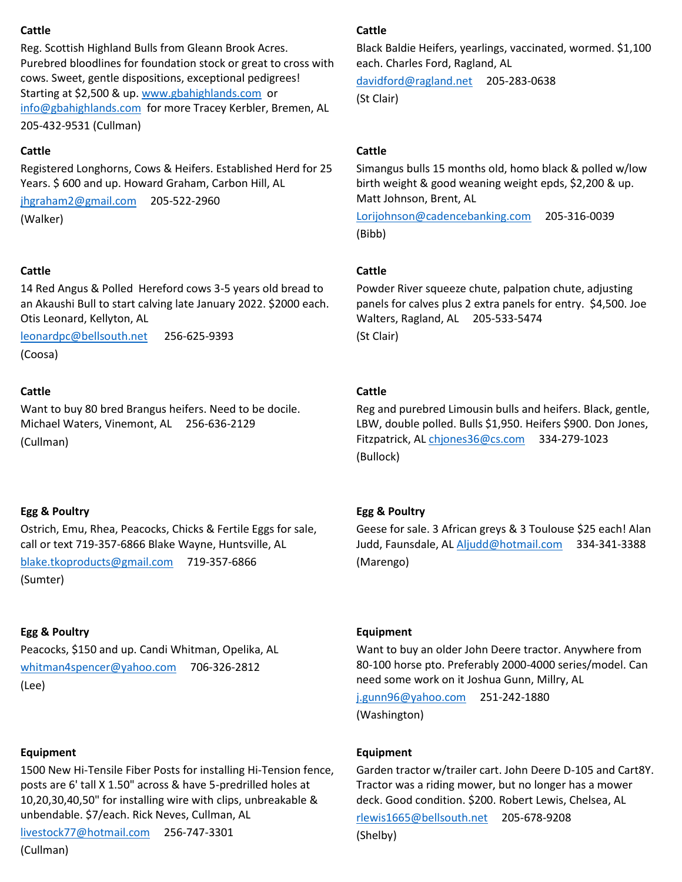**Cattle**

Reg. Scottish Highland Bulls from Gleann Brook Acres. Purebred bloodlines for foundation stock or great to cross with cows. Sweet, gentle dispositions, exceptional pedigrees! Starting at $2,500 & up. www.gbahighlands.com or info@gbahighlands.com for more Tracey Kerbler, Bremen, AL 205-432-9531 (Cullman)

**Cattle**

Registered Longhorns, Cows & Heifers. Established Herd for 25 Years. $ 600 and up. Howard Graham, Carbon Hill, AL

jhgraham2@gmail.com 205-522-2960

(Walker)

**Cattle**

14 Red Angus & Polled Hereford cows 3-5 years old bread to an Akaushi Bull to start calving late January 2022. $2000 each. Otis Leonard, Kellyton, AL

leonardpc@bellsouth.net 256-625-9393

(Coosa)

**Cattle**

Want to buy 80 bred Brangus heifers. Need to be docile. Michael Waters, Vinemont, AL 256-636-2129

(Cullman)

**Cattle**

Black Baldie Heifers, yearlings, vaccinated, wormed. $1,100 each. Charles Ford, Ragland, AL

davidford@ragland.net 205-283-0638

(St Clair)

**Cattle**

Simangus bulls 15 months old, homo black & polled w/low birth weight & good weaning weight epds, $2,200 & up. Matt Johnson, Brent, AL

Lorijohnson@cadencebanking.com 205-316-0039

(Bibb)

**Cattle**

Powder River squeeze chute, palpation chute, adjusting panels for calves plus 2 extra panels for entry. $4,500. Joe Walters, Ragland, AL 205-533-5474

(St Clair)

**Cattle**

Reg and purebred Limousin bulls and heifers. Black, gentle, LBW, double polled. Bulls $1,950. Heifers $900. Don Jones, Fitzpatrick, AL chjones36@cs.com 334-279-1023

(Bullock)

**Egg & Poultry**

Ostrich, Emu, Rhea, Peacocks, Chicks & Fertile Eggs for sale, call or text 719-357-6866 Blake Wayne, Huntsville, AL

blake.tkoproducts@gmail.com 719-357-6866

(Sumter)

**Egg & Poultry**

Peacocks, $150 and up. Candi Whitman, Opelika, AL

whitman4spencer@yahoo.com 706-326-2812

(Lee)

**Egg & Poultry**

Geese for sale. 3 African greys & 3 Toulouse $25 each! Alan Judd, Faunsdale, AL Aljudd@hotmail.com 334-341-3388

(Marengo)

**Equipment**

1500 New Hi-Tensile Fiber Posts for installing Hi-Tension fence, posts are 6' tall X 1.50" across & have 5-predrilled holes at 10,20,30,40,50" for installing wire with clips, unbreakable & unbendable. $7/each. Rick Neves, Cullman, AL

livestock77@hotmail.com 256-747-3301

(Cullman)

**Equipment**

Want to buy an older John Deere tractor. Anywhere from 80-100 horse pto. Preferably 2000-4000 series/model. Can need some work on it Joshua Gunn, Millry, AL

j.gunn96@yahoo.com 251-242-1880

(Washington)

**Equipment**

Garden tractor w/trailer cart. John Deere D-105 and Cart8Y. Tractor was a riding mower, but no longer has a mower deck. Good condition. $200. Robert Lewis, Chelsea, AL

rlewis1665@bellsouth.net 205-678-9208

(Shelby)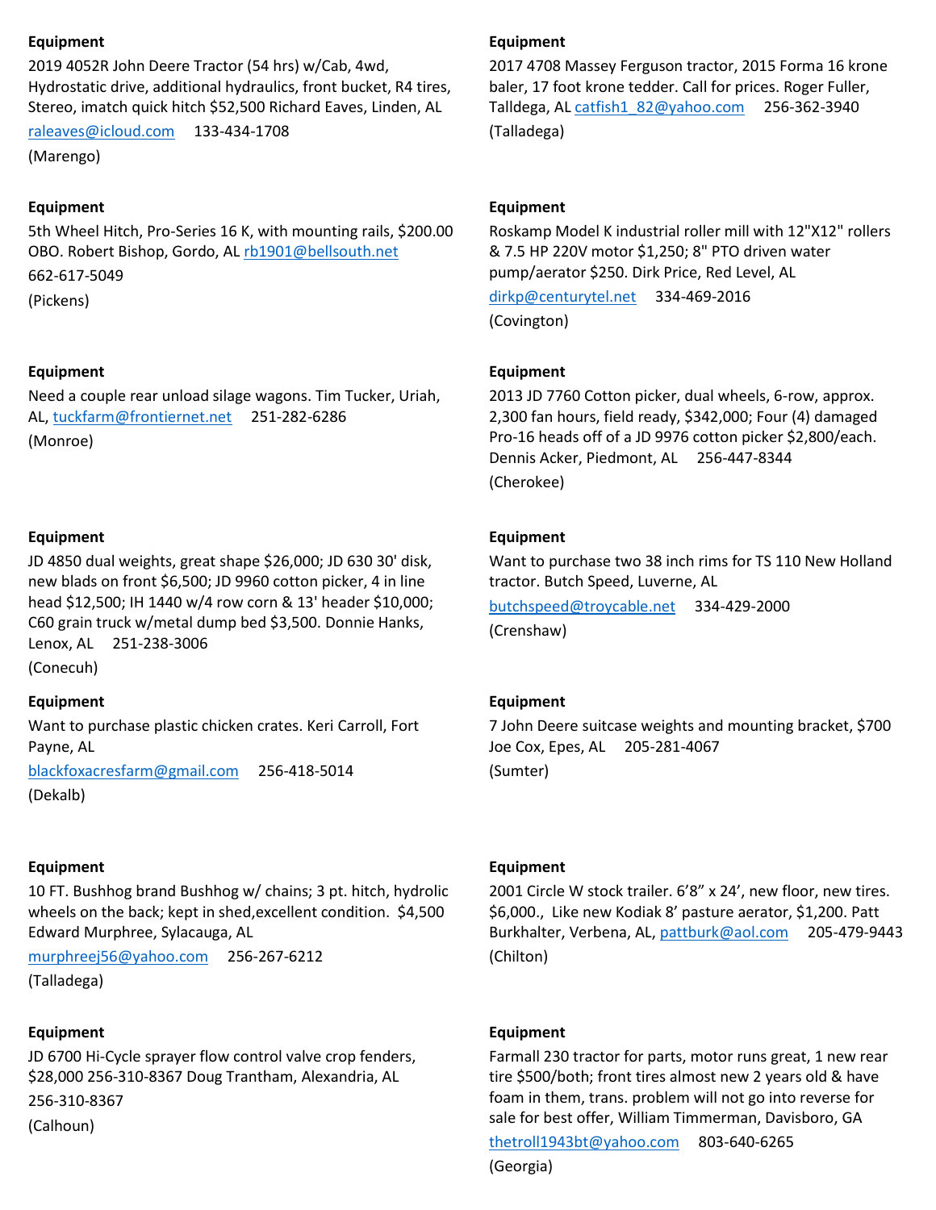**Equipment**

2019 4052R John Deere Tractor (54 hrs) w/Cab, 4wd, Hydrostatic drive, additional hydraulics, front bucket, R4 tires, Stereo, imatch quick hitch $52,500 Richard Eaves, Linden, AL

raleaves@icloud.com     133-434-1708

(Marengo)

**Equipment**

5th Wheel Hitch, Pro-Series 16 K, with mounting rails, $200.00 OBO. Robert Bishop, Gordo, AL rb1901@bellsouth.net

662-617-5049

(Pickens)

**Equipment**

Need a couple rear unload silage wagons. Tim Tucker, Uriah, AL, tuckfarm@frontiernet.net     251-282-6286

(Monroe)

**Equipment**

JD 4850 dual weights, great shape $26,000; JD 630 30' disk, new blads on front $6,500; JD 9960 cotton picker, 4 in line head $12,500; IH 1440 w/4 row corn & 13' header $10,000; C60 grain truck w/metal dump bed $3,500. Donnie Hanks, Lenox, AL     251-238-3006

(Conecuh)

**Equipment**

Want to purchase plastic chicken crates. Keri Carroll, Fort Payne, AL

blackfoxacresfarm@gmail.com     256-418-5014

(Dekalb)

**Equipment**

10 FT. Bushhog brand Bushhog w/ chains; 3 pt. hitch, hydrolic wheels on the back; kept in shed,excellent condition.  $4,500 Edward Murphree, Sylacauga, AL

murphreej56@yahoo.com     256-267-6212

(Talladega)

**Equipment**

JD 6700 Hi-Cycle sprayer flow control valve crop fenders, $28,000 256-310-8367 Doug Trantham, Alexandria, AL

256-310-8367

(Calhoun)

**Equipment**

2017 4708 Massey Ferguson tractor, 2015 Forma 16 krone baler, 17 foot krone tedder. Call for prices. Roger Fuller, Talldega, AL catfish1_82@yahoo.com     256-362-3940

(Talladega)

**Equipment**

Roskamp Model K industrial roller mill with 12"X12" rollers & 7.5 HP 220V motor $1,250; 8" PTO driven water pump/aerator $250. Dirk Price, Red Level, AL

dirkp@centurytel.net     334-469-2016

(Covington)

**Equipment**

2013 JD 7760 Cotton picker, dual wheels, 6-row, approx. 2,300 fan hours, field ready, $342,000; Four (4) damaged Pro-16 heads off of a JD 9976 cotton picker $2,800/each. Dennis Acker, Piedmont, AL     256-447-8344

(Cherokee)

**Equipment**

Want to purchase two 38 inch rims for TS 110 New Holland tractor. Butch Speed, Luverne, AL

butchspeed@troycable.net     334-429-2000

(Crenshaw)

**Equipment**

7 John Deere suitcase weights and mounting bracket, $700 Joe Cox, Epes, AL     205-281-4067

(Sumter)

**Equipment**

2001 Circle W stock trailer. 6'8" x 24', new floor, new tires. $6,000., Like new Kodiak 8' pasture aerator, $1,200. Patt Burkhalter, Verbena, AL, pattburk@aol.com     205-479-9443

(Chilton)

**Equipment**

Farmall 230 tractor for parts, motor runs great, 1 new rear tire $500/both; front tires almost new 2 years old & have foam in them, trans. problem will not go into reverse for sale for best offer, William Timmerman, Davisboro, GA

thetroll1943bt@yahoo.com     803-640-6265

(Georgia)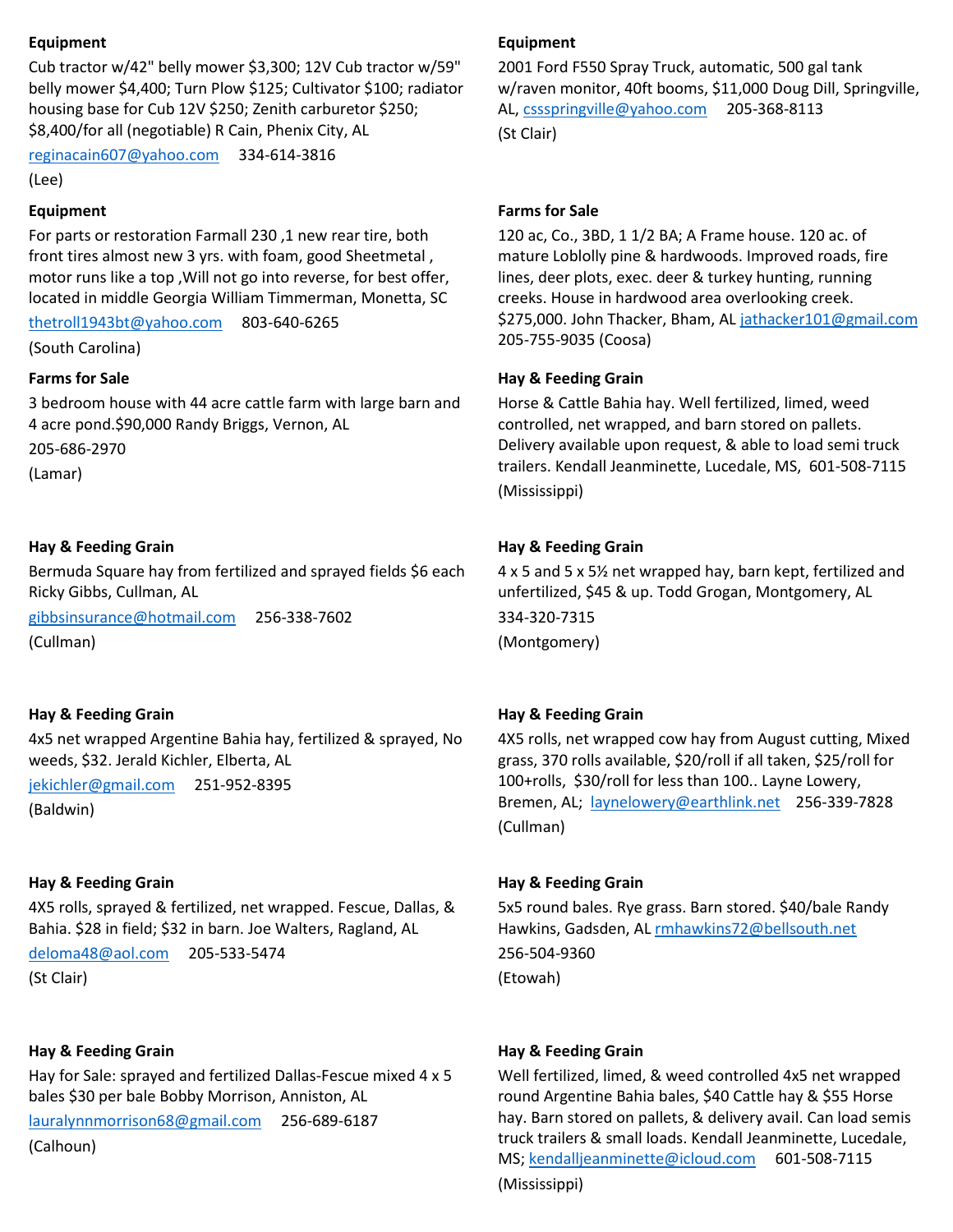**Equipment**

Cub tractor w/42" belly mower $3,300; 12V Cub tractor w/59" belly mower $4,400; Turn Plow $125; Cultivator $100; radiator housing base for Cub 12V $250; Zenith carburetor $250; $8,400/for all (negotiable) R Cain, Phenix City, AL

reginacain607@yahoo.com 334-614-3816

(Lee)

**Equipment**

For parts or restoration Farmall 230 ,1 new rear tire, both front tires almost new 3 yrs. with foam, good Sheetmetal , motor runs like a top ,Will not go into reverse, for best offer, located in middle Georgia William Timmerman, Monetta, SC

thetroll1943bt@yahoo.com 803-640-6265

(South Carolina)

**Farms for Sale**

3 bedroom house with 44 acre cattle farm with large barn and 4 acre pond.$90,000 Randy Briggs, Vernon, AL

205-686-2970

(Lamar)

**Hay & Feeding Grain**

Bermuda Square hay from fertilized and sprayed fields $6 each Ricky Gibbs, Cullman, AL

gibbsinsurance@hotmail.com 256-338-7602

(Cullman)

**Hay & Feeding Grain**

4x5 net wrapped Argentine Bahia hay, fertilized & sprayed, No weeds, $32. Jerald Kichler, Elberta, AL

jekichler@gmail.com 251-952-8395

(Baldwin)

**Hay & Feeding Grain**

4X5 rolls, sprayed & fertilized, net wrapped. Fescue, Dallas, & Bahia. $28 in field; $32 in barn. Joe Walters, Ragland, AL

deloma48@aol.com 205-533-5474

(St Clair)

**Hay & Feeding Grain**

Hay for Sale: sprayed and fertilized Dallas-Fescue mixed 4 x 5 bales $30 per bale Bobby Morrison, Anniston, AL

lauralynnmorrison68@gmail.com 256-689-6187

(Calhoun)

**Equipment**

2001 Ford F550 Spray Truck, automatic, 500 gal tank w/raven monitor, 40ft booms, $11,000 Doug Dill, Springville, AL, cssspringville@yahoo.com 205-368-8113

(St Clair)

**Farms for Sale**

120 ac, Co., 3BD, 1 1/2 BA; A Frame house. 120 ac. of mature Loblolly pine & hardwoods. Improved roads, fire lines, deer plots, exec. deer & turkey hunting, running creeks. House in hardwood area overlooking creek. $275,000. John Thacker, Bham, AL jathacker101@gmail.com 205-755-9035 (Coosa)

**Hay & Feeding Grain**

Horse & Cattle Bahia hay. Well fertilized, limed, weed controlled, net wrapped, and barn stored on pallets. Delivery available upon request, & able to load semi truck trailers. Kendall Jeanminette, Lucedale, MS, 601-508-7115

(Mississippi)

**Hay & Feeding Grain**

4 x 5 and 5 x 5½ net wrapped hay, barn kept, fertilized and unfertilized, $45 & up. Todd Grogan, Montgomery, AL

334-320-7315

(Montgomery)

**Hay & Feeding Grain**

4X5 rolls, net wrapped cow hay from August cutting, Mixed grass, 370 rolls available, $20/roll if all taken, $25/roll for 100+rolls, $30/roll for less than 100.. Layne Lowery, Bremen, AL; laynelowery@earthlink.net 256-339-7828

(Cullman)

**Hay & Feeding Grain**

5x5 round bales. Rye grass. Barn stored. $40/bale Randy Hawkins, Gadsden, AL rmhawkins72@bellsouth.net

256-504-9360

(Etowah)

**Hay & Feeding Grain**

Well fertilized, limed, & weed controlled 4x5 net wrapped round Argentine Bahia bales, $40 Cattle hay & $55 Horse hay. Barn stored on pallets, & delivery avail. Can load semis truck trailers & small loads. Kendall Jeanminette, Lucedale, MS; kendalljeanminette@icloud.com 601-508-7115

(Mississippi)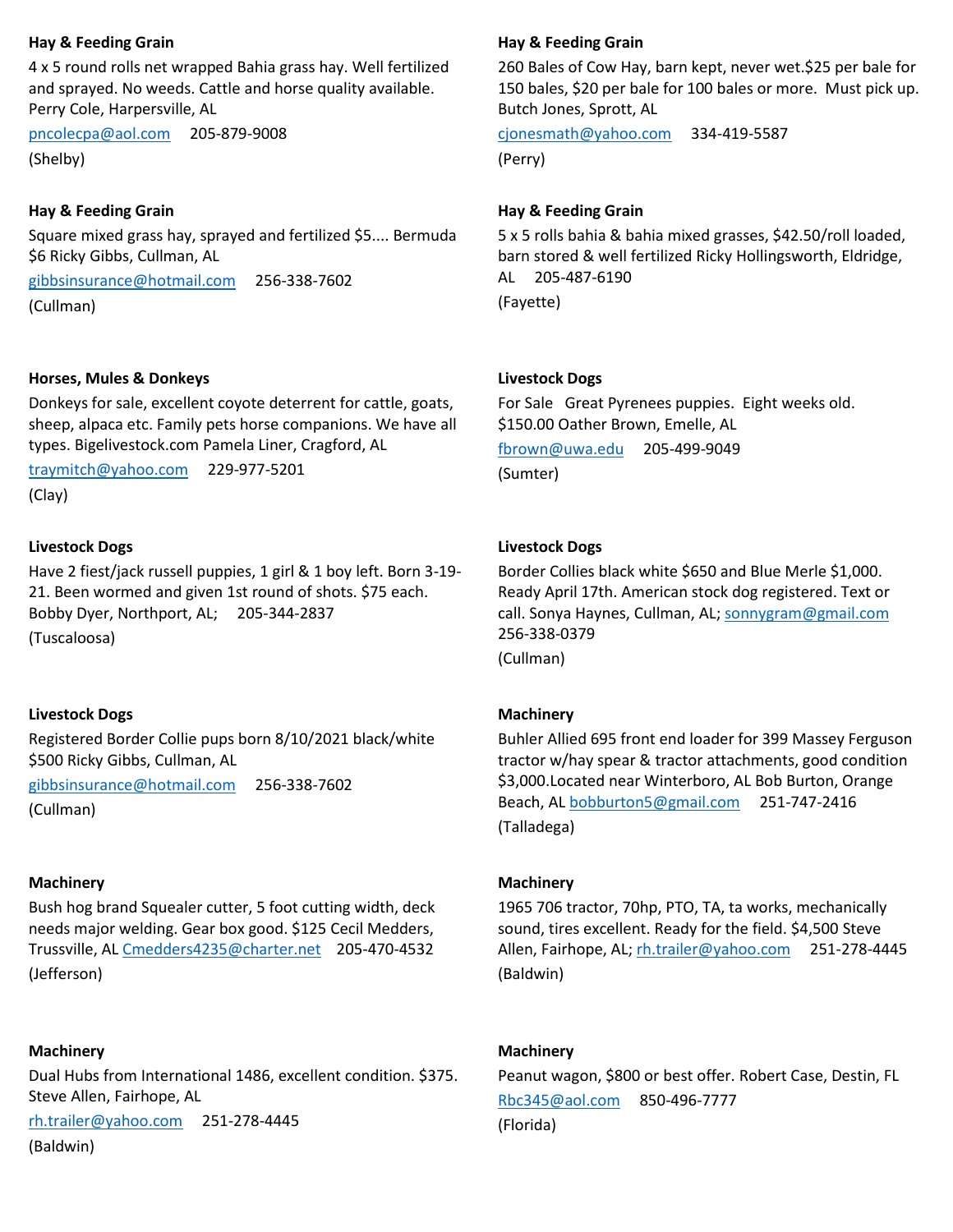**Hay & Feeding Grain**

4 x 5 round rolls net wrapped Bahia grass hay. Well fertilized and sprayed. No weeds. Cattle and horse quality available. Perry Cole, Harpersville, AL

pncolecpa@aol.com 205-879-9008

(Shelby)

**Hay & Feeding Grain**

Square mixed grass hay, sprayed and fertilized $5.... Bermuda $6 Ricky Gibbs, Cullman, AL

gibbsinsurance@hotmail.com 256-338-7602

(Cullman)

**Horses, Mules & Donkeys**

Donkeys for sale, excellent coyote deterrent for cattle, goats, sheep, alpaca etc. Family pets horse companions. We have all types. Bigelivestock.com Pamela Liner, Cragford, AL

traymitch@yahoo.com 229-977-5201

(Clay)

**Livestock Dogs**

Have 2 fiest/jack russell puppies, 1 girl & 1 boy left. Born 3-19-21. Been wormed and given 1st round of shots. $75 each. Bobby Dyer, Northport, AL; 205-344-2837

(Tuscaloosa)

**Livestock Dogs**

Registered Border Collie pups born 8/10/2021 black/white $500 Ricky Gibbs, Cullman, AL

gibbsinsurance@hotmail.com 256-338-7602

(Cullman)

**Machinery**

Bush hog brand Squealer cutter, 5 foot cutting width, deck needs major welding. Gear box good. $125 Cecil Medders, Trussville, AL Cmedders4235@charter.net 205-470-4532

(Jefferson)

**Machinery**

Dual Hubs from International 1486, excellent condition. $375. Steve Allen, Fairhope, AL

rh.trailer@yahoo.com 251-278-4445

(Baldwin)

**Hay & Feeding Grain**

260 Bales of Cow Hay, barn kept, never wet.$25 per bale for 150 bales, $20 per bale for 100 bales or more. Must pick up. Butch Jones, Sprott, AL

cjonesmath@yahoo.com 334-419-5587

(Perry)

**Hay & Feeding Grain**

5 x 5 rolls bahia & bahia mixed grasses, $42.50/roll loaded, barn stored & well fertilized Ricky Hollingsworth, Eldridge, AL 205-487-6190

(Fayette)

**Livestock Dogs**

For Sale Great Pyrenees puppies. Eight weeks old. $150.00 Oather Brown, Emelle, AL

fbrown@uwa.edu 205-499-9049

(Sumter)

**Livestock Dogs**

Border Collies black white $650 and Blue Merle $1,000. Ready April 17th. American stock dog registered. Text or call. Sonya Haynes, Cullman, AL; sonnygram@gmail.com 256-338-0379

(Cullman)

**Machinery**

Buhler Allied 695 front end loader for 399 Massey Ferguson tractor w/hay spear & tractor attachments, good condition $3,000.Located near Winterboro, AL Bob Burton, Orange Beach, AL bobburton5@gmail.com 251-747-2416

(Talladega)

**Machinery**

1965 706 tractor, 70hp, PTO, TA, ta works, mechanically sound, tires excellent. Ready for the field. $4,500 Steve Allen, Fairhope, AL; rh.trailer@yahoo.com 251-278-4445

(Baldwin)

**Machinery**

Peanut wagon, $800 or best offer. Robert Case, Destin, FL

Rbc345@aol.com 850-496-7777

(Florida)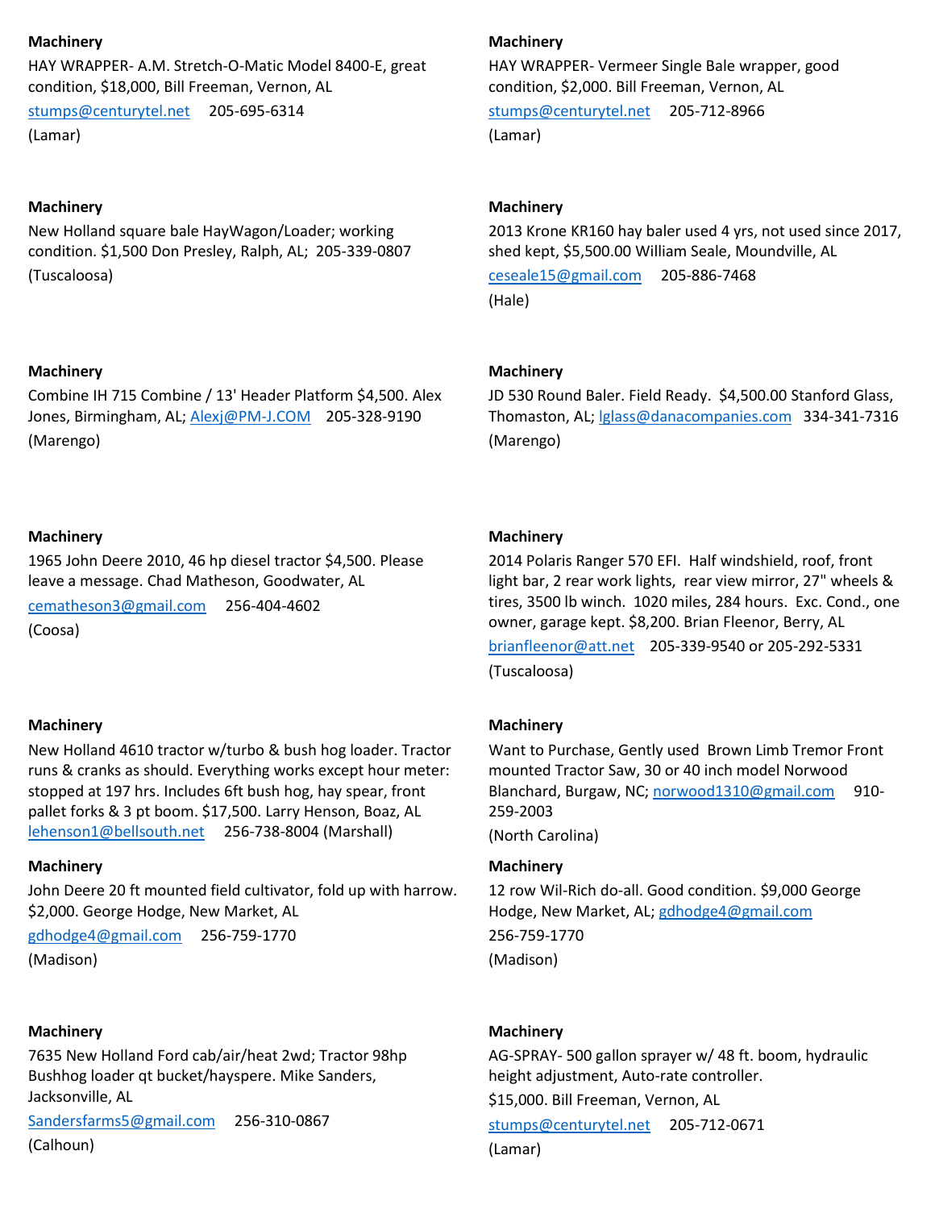**Machinery**

HAY WRAPPER- A.M. Stretch-O-Matic Model 8400-E, great condition, $18,000, Bill Freeman, Vernon, AL

stumps@centurytel.net 205-695-6314

(Lamar)

**Machinery**

HAY WRAPPER- Vermeer Single Bale wrapper, good condition, $2,000. Bill Freeman, Vernon, AL

stumps@centurytel.net 205-712-8966

(Lamar)

**Machinery**

New Holland square bale HayWagon/Loader; working condition. $1,500 Don Presley, Ralph, AL; 205-339-0807

(Tuscaloosa)

**Machinery**

2013 Krone KR160 hay baler used 4 yrs, not used since 2017, shed kept, $5,500.00 William Seale, Moundville, AL

ceseale15@gmail.com 205-886-7468

(Hale)

**Machinery**

Combine IH 715 Combine / 13' Header Platform $4,500. Alex Jones, Birmingham, AL; Alexj@PM-J.COM 205-328-9190

(Marengo)

**Machinery**

JD 530 Round Baler. Field Ready. $4,500.00 Stanford Glass, Thomaston, AL; lglass@danacompanies.com 334-341-7316

(Marengo)

**Machinery**

1965 John Deere 2010, 46 hp diesel tractor $4,500. Please leave a message. Chad Matheson, Goodwater, AL

cematheson3@gmail.com 256-404-4602

(Coosa)

**Machinery**

2014 Polaris Ranger 570 EFI. Half windshield, roof, front light bar, 2 rear work lights, rear view mirror, 27" wheels & tires, 3500 lb winch. 1020 miles, 284 hours. Exc. Cond., one owner, garage kept. $8,200. Brian Fleenor, Berry, AL

brianfleenor@att.net 205-339-9540 or 205-292-5331

(Tuscaloosa)

**Machinery**

New Holland 4610 tractor w/turbo & bush hog loader. Tractor runs & cranks as should. Everything works except hour meter: stopped at 197 hrs. Includes 6ft bush hog, hay spear, front pallet forks & 3 pt boom. $17,500. Larry Henson, Boaz, AL lehenson1@bellsouth.net 256-738-8004 (Marshall)

**Machinery**

Want to Purchase, Gently used Brown Limb Tremor Front mounted Tractor Saw, 30 or 40 inch model Norwood Blanchard, Burgaw, NC; norwood1310@gmail.com 910-259-2003

(North Carolina)

**Machinery**

John Deere 20 ft mounted field cultivator, fold up with harrow. $2,000. George Hodge, New Market, AL

gdhodge4@gmail.com 256-759-1770

(Madison)

**Machinery**

12 row Wil-Rich do-all. Good condition. $9,000 George Hodge, New Market, AL; gdhodge4@gmail.com

256-759-1770

(Madison)

**Machinery**

7635 New Holland Ford cab/air/heat 2wd; Tractor 98hp Bushhog loader qt bucket/hayspere. Mike Sanders, Jacksonville, AL

Sandersfarms5@gmail.com 256-310-0867

(Calhoun)

**Machinery**

AG-SPRAY- 500 gallon sprayer w/ 48 ft. boom, hydraulic height adjustment, Auto-rate controller.

$15,000. Bill Freeman, Vernon, AL

stumps@centurytel.net 205-712-0671

(Lamar)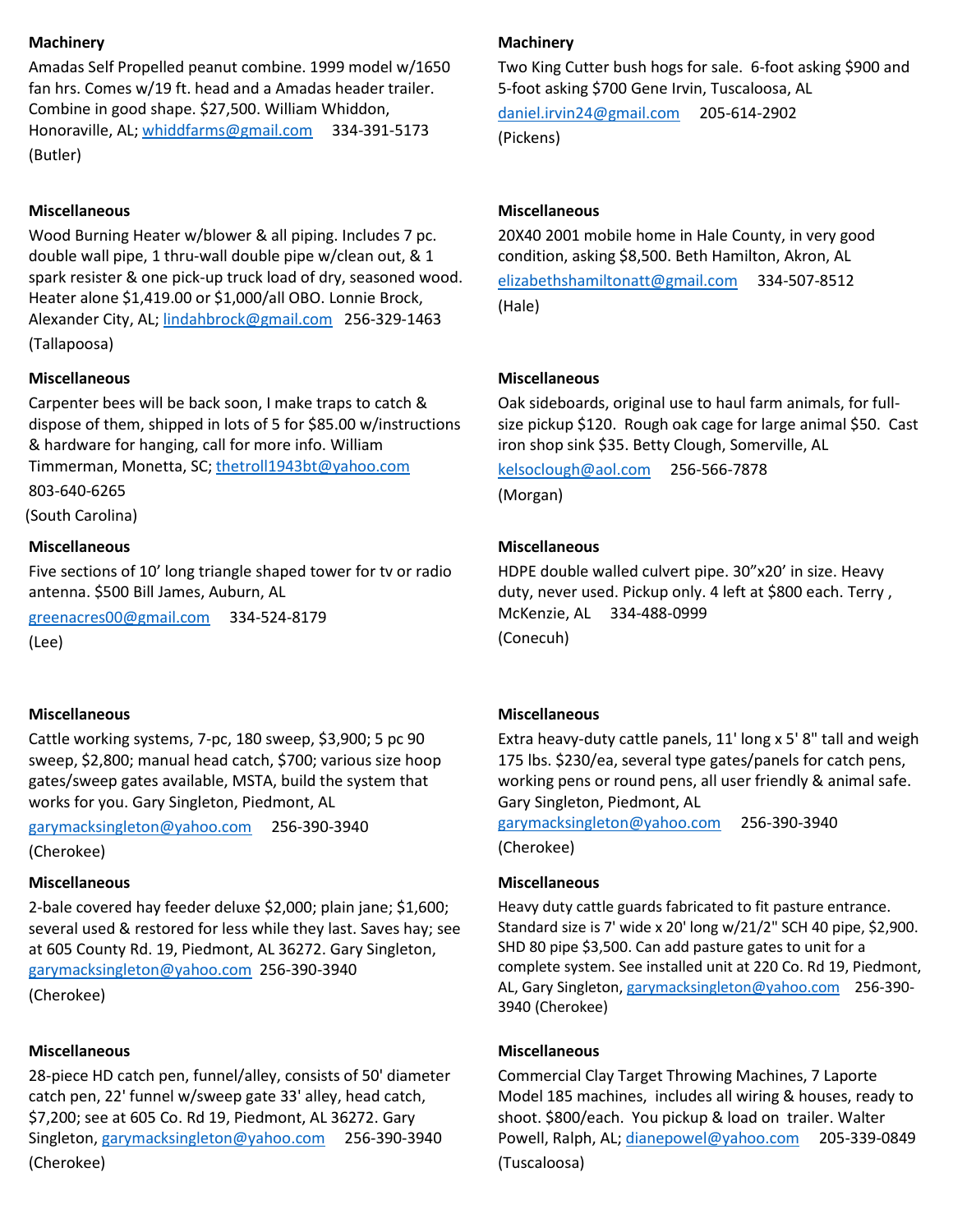**Machinery**

Amadas Self Propelled peanut combine. 1999 model w/1650 fan hrs. Comes w/19 ft. head and a Amadas header trailer. Combine in good shape. $27,500. William Whiddon, Honoraville, AL; whiddfarms@gmail.com 334-391-5173 (Butler)

**Miscellaneous**

Wood Burning Heater w/blower & all piping. Includes 7 pc. double wall pipe, 1 thru-wall double pipe w/clean out, & 1 spark resister & one pick-up truck load of dry, seasoned wood. Heater alone $1,419.00 or $1,000/all OBO. Lonnie Brock, Alexander City, AL; lindahbrock@gmail.com 256-329-1463 (Tallapoosa)

**Miscellaneous**

Carpenter bees will be back soon, I make traps to catch & dispose of them, shipped in lots of 5 for $85.00 w/instructions & hardware for hanging, call for more info. William Timmerman, Monetta, SC; thetroll1943bt@yahoo.com 803-640-6265 (South Carolina)

**Miscellaneous**

Five sections of 10' long triangle shaped tower for tv or radio antenna. $500 Bill James, Auburn, AL greenacres00@gmail.com 334-524-8179 (Lee)

**Miscellaneous**

Cattle working systems, 7-pc, 180 sweep, $3,900; 5 pc 90 sweep, $2,800; manual head catch, $700; various size hoop gates/sweep gates available, MSTA, build the system that works for you. Gary Singleton, Piedmont, AL garymacksingleton@yahoo.com 256-390-3940 (Cherokee)

**Miscellaneous**

2-bale covered hay feeder deluxe $2,000; plain jane; $1,600; several used & restored for less while they last. Saves hay; see at 605 County Rd. 19, Piedmont, AL 36272. Gary Singleton, garymacksingleton@yahoo.com 256-390-3940 (Cherokee)

**Miscellaneous**

28-piece HD catch pen, funnel/alley, consists of 50' diameter catch pen, 22' funnel w/sweep gate 33' alley, head catch, $7,200; see at 605 Co. Rd 19, Piedmont, AL 36272. Gary Singleton, garymacksingleton@yahoo.com 256-390-3940 (Cherokee)

**Machinery**

Two King Cutter bush hogs for sale. 6-foot asking $900 and 5-foot asking $700 Gene Irvin, Tuscaloosa, AL daniel.irvin24@gmail.com 205-614-2902 (Pickens)

**Miscellaneous**

20X40 2001 mobile home in Hale County, in very good condition, asking $8,500. Beth Hamilton, Akron, AL elizabethshamiltonatt@gmail.com 334-507-8512 (Hale)

**Miscellaneous**

Oak sideboards, original use to haul farm animals, for full-size pickup $120. Rough oak cage for large animal $50. Cast iron shop sink $35. Betty Clough, Somerville, AL kelsoclough@aol.com 256-566-7878 (Morgan)

**Miscellaneous**

HDPE double walled culvert pipe. 30"x20' in size. Heavy duty, never used. Pickup only. 4 left at $800 each. Terry , McKenzie, AL 334-488-0999 (Conecuh)

**Miscellaneous**

Extra heavy-duty cattle panels, 11' long x 5' 8" tall and weigh 175 lbs. $230/ea, several type gates/panels for catch pens, working pens or round pens, all user friendly & animal safe. Gary Singleton, Piedmont, AL garymacksingleton@yahoo.com 256-390-3940 (Cherokee)

**Miscellaneous**

Heavy duty cattle guards fabricated to fit pasture entrance. Standard size is 7' wide x 20' long w/21/2" SCH 40 pipe, $2,900. SHD 80 pipe $3,500. Can add pasture gates to unit for a complete system. See installed unit at 220 Co. Rd 19, Piedmont, AL, Gary Singleton, garymacksingleton@yahoo.com 256-390-3940 (Cherokee)

**Miscellaneous**

Commercial Clay Target Throwing Machines, 7 Laporte Model 185 machines, includes all wiring & houses, ready to shoot. $800/each. You pickup & load on trailer. Walter Powell, Ralph, AL; dianepowel@yahoo.com 205-339-0849 (Tuscaloosa)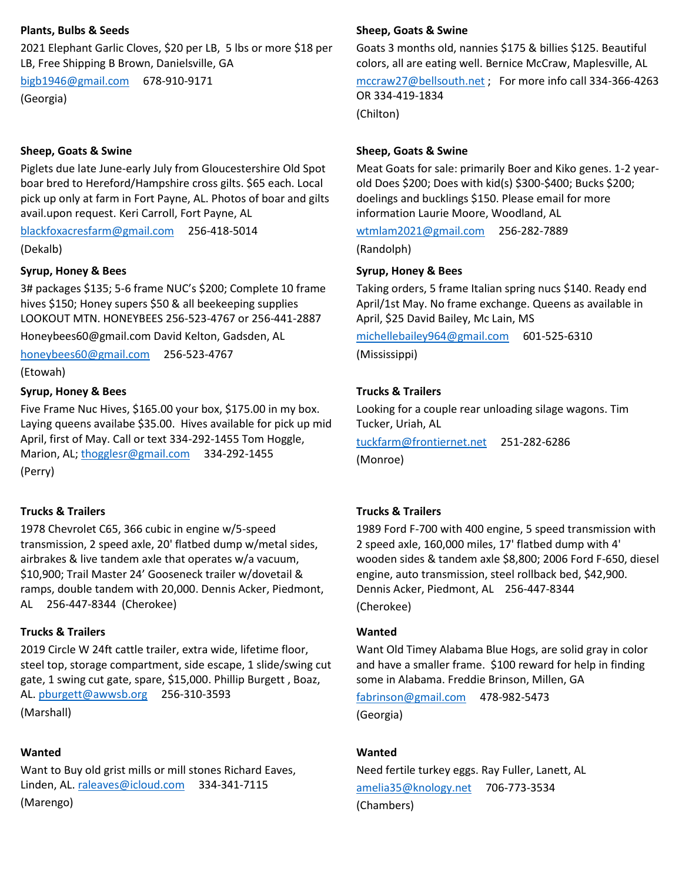**Plants, Bulbs & Seeds**

2021 Elephant Garlic Cloves, $20 per LB, 5 lbs or more $18 per LB, Free Shipping B Brown, Danielsville, GA

bigb1946@gmail.com 678-910-9171

(Georgia)

**Sheep, Goats & Swine**

Piglets due late June-early July from Gloucestershire Old Spot boar bred to Hereford/Hampshire cross gilts. $65 each. Local pick up only at farm in Fort Payne, AL. Photos of boar and gilts avail.upon request. Keri Carroll, Fort Payne, AL

blackfoxacresfarm@gmail.com 256-418-5014

(Dekalb)

**Syrup, Honey & Bees**

3# packages $135; 5-6 frame NUC's $200; Complete 10 frame hives $150; Honey supers $50 & all beekeeping supplies LOOKOUT MTN. HONEYBEES 256-523-4767 or 256-441-2887

Honeybees60@gmail.com David Kelton, Gadsden, AL

honeybees60@gmail.com 256-523-4767

(Etowah)

**Syrup, Honey & Bees**

Five Frame Nuc Hives, $165.00 your box, $175.00 in my box. Laying queens availabe $35.00. Hives available for pick up mid April, first of May. Call or text 334-292-1455 Tom Hoggle, Marion, AL; thogglesr@gmail.com 334-292-1455

(Perry)

**Trucks & Trailers**

1978 Chevrolet C65, 366 cubic in engine w/5-speed transmission, 2 speed axle, 20' flatbed dump w/metal sides, airbrakes & live tandem axle that operates w/a vacuum, $10,900; Trail Master 24' Gooseneck trailer w/dovetail & ramps, double tandem with 20,000. Dennis Acker, Piedmont, AL 256-447-8344 (Cherokee)

**Trucks & Trailers**

2019 Circle W 24ft cattle trailer, extra wide, lifetime floor, steel top, storage compartment, side escape, 1 slide/swing cut gate, 1 swing cut gate, spare, $15,000. Phillip Burgett , Boaz, AL. pburgett@awwsb.org 256-310-3593

(Marshall)

**Wanted**

Want to Buy old grist mills or mill stones Richard Eaves, Linden, AL. raleaves@icloud.com 334-341-7115

(Marengo)

**Sheep, Goats & Swine**

Goats 3 months old, nannies $175 & billies $125. Beautiful colors, all are eating well. Bernice McCraw, Maplesville, AL

mccraw27@bellsouth.net ; For more info call 334-366-4263 OR 334-419-1834

(Chilton)

**Sheep, Goats & Swine**

Meat Goats for sale: primarily Boer and Kiko genes. 1-2 year-old Does $200; Does with kid(s) $300-$400; Bucks $200; doelings and bucklings $150. Please email for more information Laurie Moore, Woodland, AL

wtmlam2021@gmail.com 256-282-7889

(Randolph)

**Syrup, Honey & Bees**

Taking orders, 5 frame Italian spring nucs $140. Ready end April/1st May. No frame exchange. Queens as available in April, $25 David Bailey, Mc Lain, MS

michellebailey964@gmail.com 601-525-6310

(Mississippi)

**Trucks & Trailers**

Looking for a couple rear unloading silage wagons. Tim Tucker, Uriah, AL

tuckfarm@frontiernet.net 251-282-6286

(Monroe)

**Trucks & Trailers**

1989 Ford F-700 with 400 engine, 5 speed transmission with 2 speed axle, 160,000 miles, 17' flatbed dump with 4' wooden sides & tandem axle $8,800; 2006 Ford F-650, diesel engine, auto transmission, steel rollback bed, $42,900. Dennis Acker, Piedmont, AL 256-447-8344

(Cherokee)

**Wanted**

Want Old Timey Alabama Blue Hogs, are solid gray in color and have a smaller frame. $100 reward for help in finding some in Alabama. Freddie Brinson, Millen, GA

fabrinson@gmail.com 478-982-5473

(Georgia)

**Wanted**

Need fertile turkey eggs. Ray Fuller, Lanett, AL

amelia35@knology.net 706-773-3534

(Chambers)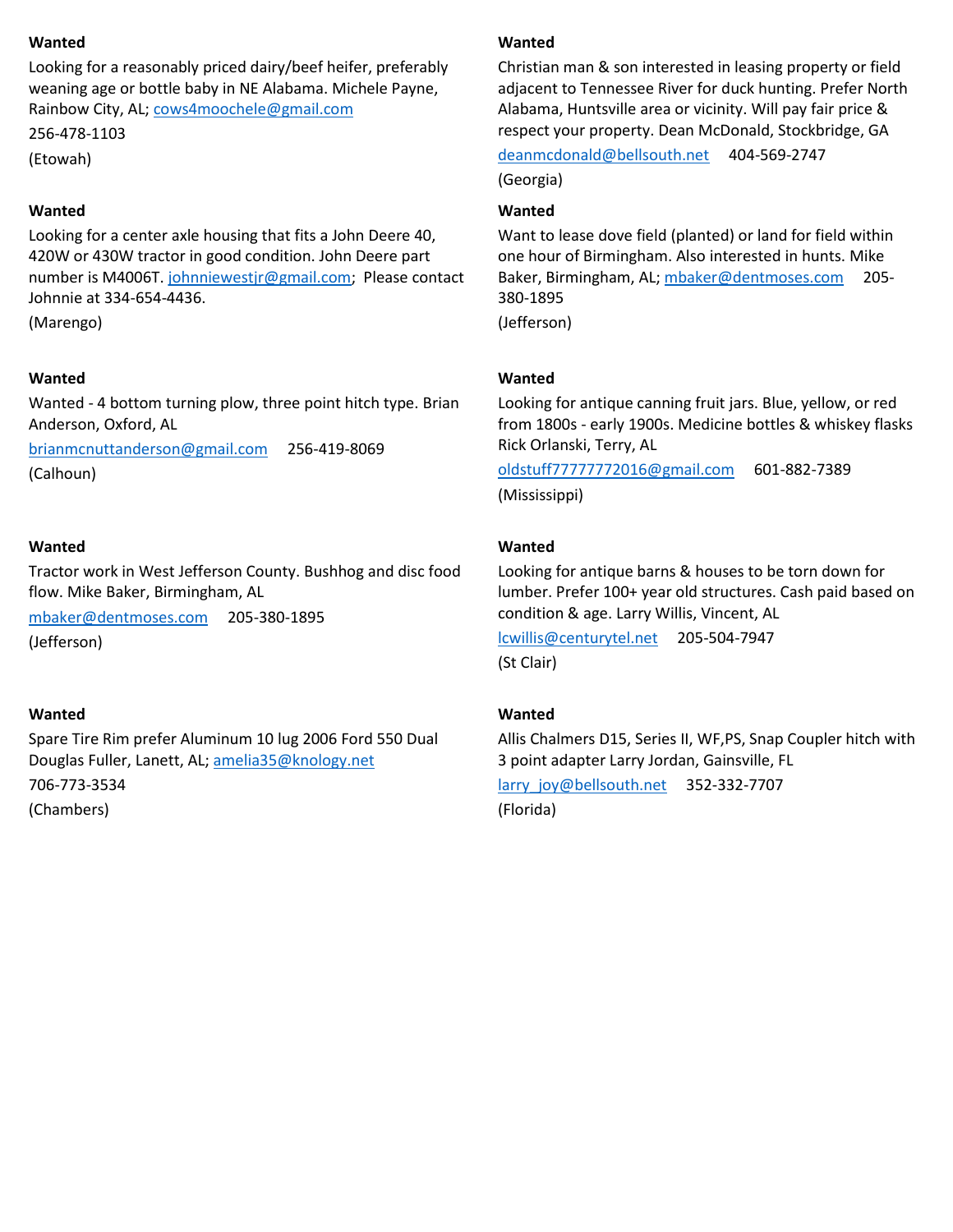**Wanted**

Looking for a reasonably priced dairy/beef heifer, preferably weaning age or bottle baby in NE Alabama. Michele Payne, Rainbow City, AL; cows4moochele@gmail.com

256-478-1103

(Etowah)

**Wanted**

Looking for a center axle housing that fits a John Deere 40, 420W or 430W tractor in good condition. John Deere part number is M4006T. johnniewestjr@gmail.com; Please contact Johnnie at 334-654-4436.

(Marengo)

**Wanted**

Wanted - 4 bottom turning plow, three point hitch type. Brian Anderson, Oxford, AL

brianmcnuttanderson@gmail.com 256-419-8069

(Calhoun)

**Wanted**

Tractor work in West Jefferson County. Bushhog and disc food flow. Mike Baker, Birmingham, AL

mbaker@dentmoses.com 205-380-1895

(Jefferson)

**Wanted**

Spare Tire Rim prefer Aluminum 10 lug 2006 Ford 550 Dual Douglas Fuller, Lanett, AL; amelia35@knology.net

706-773-3534

(Chambers)

**Wanted**

Christian man & son interested in leasing property or field adjacent to Tennessee River for duck hunting. Prefer North Alabama, Huntsville area or vicinity. Will pay fair price & respect your property. Dean McDonald, Stockbridge, GA

deanmcdonald@bellsouth.net 404-569-2747

(Georgia)

**Wanted**

Want to lease dove field (planted) or land for field within one hour of Birmingham. Also interested in hunts. Mike Baker, Birmingham, AL; mbaker@dentmoses.com 205-380-1895

(Jefferson)

**Wanted**

Looking for antique canning fruit jars. Blue, yellow, or red from 1800s - early 1900s. Medicine bottles & whiskey flasks Rick Orlanski, Terry, AL

oldstuff77777772016@gmail.com 601-882-7389

(Mississippi)

**Wanted**

Looking for antique barns & houses to be torn down for lumber. Prefer 100+ year old structures. Cash paid based on condition & age. Larry Willis, Vincent, AL

lcwillis@centurytel.net 205-504-7947

(St Clair)

**Wanted**

Allis Chalmers D15, Series II, WF,PS, Snap Coupler hitch with 3 point adapter Larry Jordan, Gainsville, FL

larry_joy@bellsouth.net 352-332-7707

(Florida)